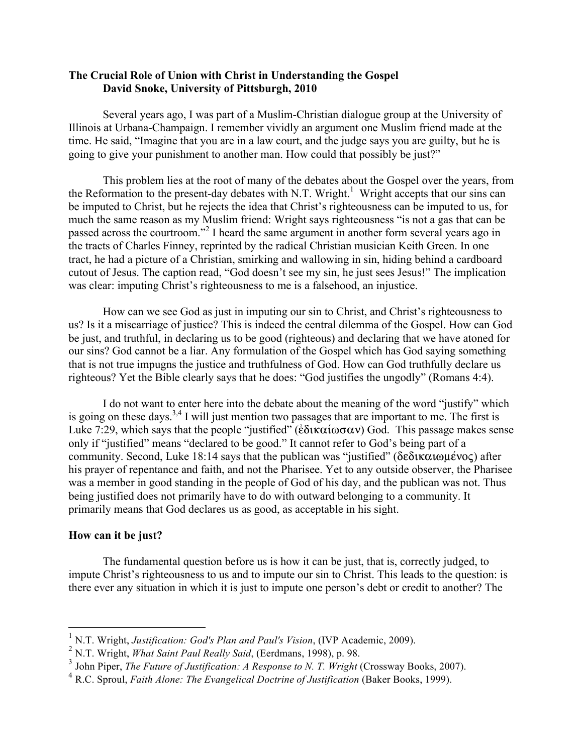**The Crucial Role of Union with Christ in Understanding the Gospel**
**David Snoke, University of Pittsburgh, 2010**

Several years ago, I was part of a Muslim-Christian dialogue group at the University of Illinois at Urbana-Champaign. I remember vividly an argument one Muslim friend made at the time. He said, "Imagine that you are in a law court, and the judge says you are guilty, but he is going to give your punishment to another man. How could that possibly be just?"

This problem lies at the root of many of the debates about the Gospel over the years, from the Reformation to the present-day debates with N.T. Wright.[1] Wright accepts that our sins can be imputed to Christ, but he rejects the idea that Christ's righteousness can be imputed to us, for much the same reason as my Muslim friend: Wright says righteousness "is not a gas that can be passed across the courtroom."[2] I heard the same argument in another form several years ago in the tracts of Charles Finney, reprinted by the radical Christian musician Keith Green. In one tract, he had a picture of a Christian, smirking and wallowing in sin, hiding behind a cardboard cutout of Jesus. The caption read, "God doesn't see my sin, he just sees Jesus!" The implication was clear: imputing Christ's righteousness to me is a falsehood, an injustice.

How can we see God as just in imputing our sin to Christ, and Christ's righteousness to us? Is it a miscarriage of justice? This is indeed the central dilemma of the Gospel. How can God be just, and truthful, in declaring us to be good (righteous) and declaring that we have atoned for our sins? God cannot be a liar. Any formulation of the Gospel which has God saying something that is not true impugns the justice and truthfulness of God. How can God truthfully declare us righteous? Yet the Bible clearly says that he does: "God justifies the ungodly" (Romans 4:4).

I do not want to enter here into the debate about the meaning of the word "justify" which is going on these days.[3,4] I will just mention two passages that are important to me. The first is Luke 7:29, which says that the people "justified" (ἐδικαίωσαν) God. This passage makes sense only if "justified" means "declared to be good." It cannot refer to God's being part of a community. Second, Luke 18:14 says that the publican was "justified" (δεδικαιωμένος) after his prayer of repentance and faith, and not the Pharisee. Yet to any outside observer, the Pharisee was a member in good standing in the people of God of his day, and the publican was not. Thus being justified does not primarily have to do with outward belonging to a community. It primarily means that God declares us as good, as acceptable in his sight.

## How can it be just?

The fundamental question before us is how it can be just, that is, correctly judged, to impute Christ's righteousness to us and to impute our sin to Christ. This leads to the question: is there ever any situation in which it is just to impute one person's debt or credit to another? The

---

[1] N.T. Wright, *Justification: God's Plan and Paul's Vision*, (IVP Academic, 2009).
[2] N.T. Wright, *What Saint Paul Really Said*, (Eerdmans, 1998), p. 98.
[3] John Piper, *The Future of Justification: A Response to N. T. Wright* (Crossway Books, 2007).
[4] R.C. Sproul, *Faith Alone: The Evangelical Doctrine of Justification* (Baker Books, 1999).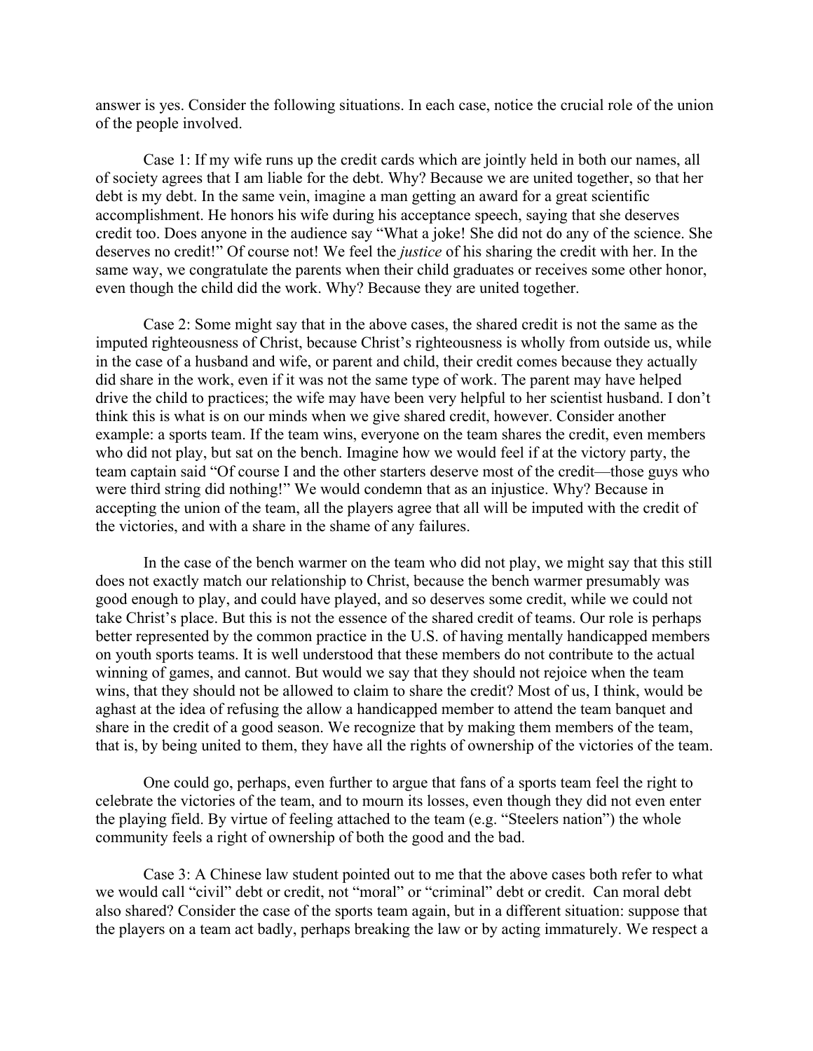answer is yes. Consider the following situations. In each case, notice the crucial role of the union of the people involved.

Case 1: If my wife runs up the credit cards which are jointly held in both our names, all of society agrees that I am liable for the debt. Why? Because we are united together, so that her debt is my debt. In the same vein, imagine a man getting an award for a great scientific accomplishment. He honors his wife during his acceptance speech, saying that she deserves credit too. Does anyone in the audience say "What a joke! She did not do any of the science. She deserves no credit!" Of course not! We feel the *justice* of his sharing the credit with her. In the same way, we congratulate the parents when their child graduates or receives some other honor, even though the child did the work. Why? Because they are united together.

Case 2: Some might say that in the above cases, the shared credit is not the same as the imputed righteousness of Christ, because Christ's righteousness is wholly from outside us, while in the case of a husband and wife, or parent and child, their credit comes because they actually did share in the work, even if it was not the same type of work. The parent may have helped drive the child to practices; the wife may have been very helpful to her scientist husband. I don't think this is what is on our minds when we give shared credit, however. Consider another example: a sports team. If the team wins, everyone on the team shares the credit, even members who did not play, but sat on the bench. Imagine how we would feel if at the victory party, the team captain said "Of course I and the other starters deserve most of the credit—those guys who were third string did nothing!" We would condemn that as an injustice. Why? Because in accepting the union of the team, all the players agree that all will be imputed with the credit of the victories, and with a share in the shame of any failures.

In the case of the bench warmer on the team who did not play, we might say that this still does not exactly match our relationship to Christ, because the bench warmer presumably was good enough to play, and could have played, and so deserves some credit, while we could not take Christ's place. But this is not the essence of the shared credit of teams. Our role is perhaps better represented by the common practice in the U.S. of having mentally handicapped members on youth sports teams. It is well understood that these members do not contribute to the actual winning of games, and cannot. But would we say that they should not rejoice when the team wins, that they should not be allowed to claim to share the credit? Most of us, I think, would be aghast at the idea of refusing the allow a handicapped member to attend the team banquet and share in the credit of a good season. We recognize that by making them members of the team, that is, by being united to them, they have all the rights of ownership of the victories of the team.

One could go, perhaps, even further to argue that fans of a sports team feel the right to celebrate the victories of the team, and to mourn its losses, even though they did not even enter the playing field. By virtue of feeling attached to the team (e.g. "Steelers nation") the whole community feels a right of ownership of both the good and the bad.

Case 3: A Chinese law student pointed out to me that the above cases both refer to what we would call "civil" debt or credit, not "moral" or "criminal" debt or credit. Can moral debt also shared? Consider the case of the sports team again, but in a different situation: suppose that the players on a team act badly, perhaps breaking the law or by acting immaturely. We respect a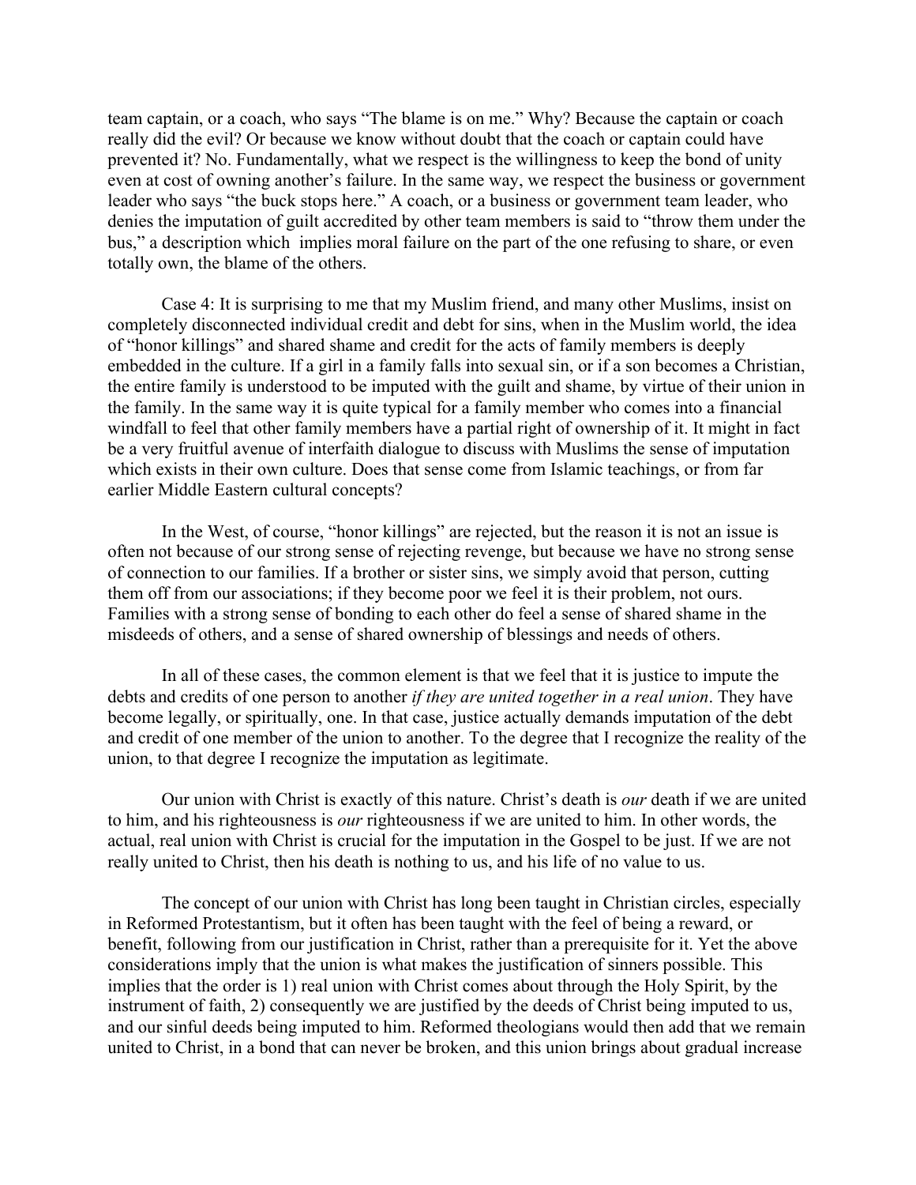team captain, or a coach, who says "The blame is on me." Why? Because the captain or coach really did the evil? Or because we know without doubt that the coach or captain could have prevented it? No. Fundamentally, what we respect is the willingness to keep the bond of unity even at cost of owning another's failure. In the same way, we respect the business or government leader who says "the buck stops here." A coach, or a business or government team leader, who denies the imputation of guilt accredited by other team members is said to "throw them under the bus," a description which implies moral failure on the part of the one refusing to share, or even totally own, the blame of the others.

Case 4: It is surprising to me that my Muslim friend, and many other Muslims, insist on completely disconnected individual credit and debt for sins, when in the Muslim world, the idea of "honor killings" and shared shame and credit for the acts of family members is deeply embedded in the culture. If a girl in a family falls into sexual sin, or if a son becomes a Christian, the entire family is understood to be imputed with the guilt and shame, by virtue of their union in the family. In the same way it is quite typical for a family member who comes into a financial windfall to feel that other family members have a partial right of ownership of it. It might in fact be a very fruitful avenue of interfaith dialogue to discuss with Muslims the sense of imputation which exists in their own culture. Does that sense come from Islamic teachings, or from far earlier Middle Eastern cultural concepts?

In the West, of course, "honor killings" are rejected, but the reason it is not an issue is often not because of our strong sense of rejecting revenge, but because we have no strong sense of connection to our families. If a brother or sister sins, we simply avoid that person, cutting them off from our associations; if they become poor we feel it is their problem, not ours. Families with a strong sense of bonding to each other do feel a sense of shared shame in the misdeeds of others, and a sense of shared ownership of blessings and needs of others.

In all of these cases, the common element is that we feel that it is justice to impute the debts and credits of one person to another *if they are united together in a real union*. They have become legally, or spiritually, one. In that case, justice actually demands imputation of the debt and credit of one member of the union to another. To the degree that I recognize the reality of the union, to that degree I recognize the imputation as legitimate.

Our union with Christ is exactly of this nature. Christ's death is *our* death if we are united to him, and his righteousness is *our* righteousness if we are united to him. In other words, the actual, real union with Christ is crucial for the imputation in the Gospel to be just. If we are not really united to Christ, then his death is nothing to us, and his life of no value to us.

The concept of our union with Christ has long been taught in Christian circles, especially in Reformed Protestantism, but it often has been taught with the feel of being a reward, or benefit, following from our justification in Christ, rather than a prerequisite for it. Yet the above considerations imply that the union is what makes the justification of sinners possible. This implies that the order is 1) real union with Christ comes about through the Holy Spirit, by the instrument of faith, 2) consequently we are justified by the deeds of Christ being imputed to us, and our sinful deeds being imputed to him. Reformed theologians would then add that we remain united to Christ, in a bond that can never be broken, and this union brings about gradual increase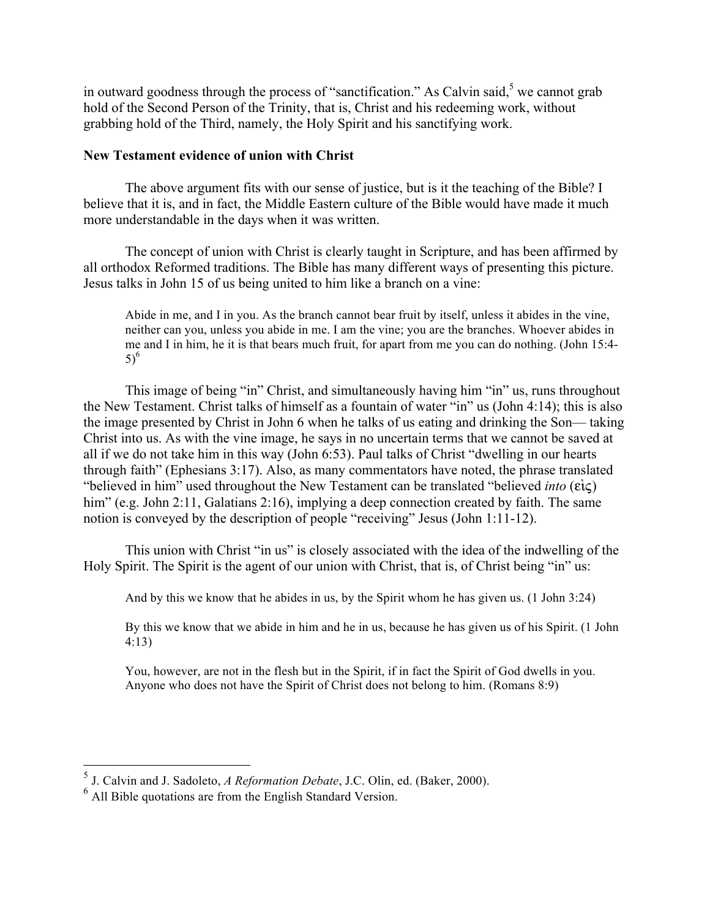in outward goodness through the process of "sanctification." As Calvin said,[5] we cannot grab hold of the Second Person of the Trinity, that is, Christ and his redeeming work, without grabbing hold of the Third, namely, the Holy Spirit and his sanctifying work.

**New Testament evidence of union with Christ**

The above argument fits with our sense of justice, but is it the teaching of the Bible? I believe that it is, and in fact, the Middle Eastern culture of the Bible would have made it much more understandable in the days when it was written.

The concept of union with Christ is clearly taught in Scripture, and has been affirmed by all orthodox Reformed traditions. The Bible has many different ways of presenting this picture. Jesus talks in John 15 of us being united to him like a branch on a vine:

> Abide in me, and I in you. As the branch cannot bear fruit by itself, unless it abides in the vine, neither can you, unless you abide in me. I am the vine; you are the branches. Whoever abides in me and I in him, he it is that bears much fruit, for apart from me you can do nothing. (John 15:4-5)[6]

This image of being "in" Christ, and simultaneously having him "in" us, runs throughout the New Testament. Christ talks of himself as a fountain of water "in" us (John 4:14); this is also the image presented by Christ in John 6 when he talks of us eating and drinking the Son— taking Christ into us. As with the vine image, he says in no uncertain terms that we cannot be saved at all if we do not take him in this way (John 6:53). Paul talks of Christ "dwelling in our hearts through faith" (Ephesians 3:17). Also, as many commentators have noted, the phrase translated "believed in him" used throughout the New Testament can be translated "believed *into* (εἰς) him" (e.g. John 2:11, Galatians 2:16), implying a deep connection created by faith. The same notion is conveyed by the description of people "receiving" Jesus (John 1:11-12).

This union with Christ "in us" is closely associated with the idea of the indwelling of the Holy Spirit. The Spirit is the agent of our union with Christ, that is, of Christ being "in" us:

> And by this we know that he abides in us, by the Spirit whom he has given us. (1 John 3:24)
>
> By this we know that we abide in him and he in us, because he has given us of his Spirit. (1 John 4:13)
>
> You, however, are not in the flesh but in the Spirit, if in fact the Spirit of God dwells in you. Anyone who does not have the Spirit of Christ does not belong to him. (Romans 8:9)

---

[5] J. Calvin and J. Sadoleto, *A Reformation Debate*, J.C. Olin, ed. (Baker, 2000).

[6] All Bible quotations are from the English Standard Version.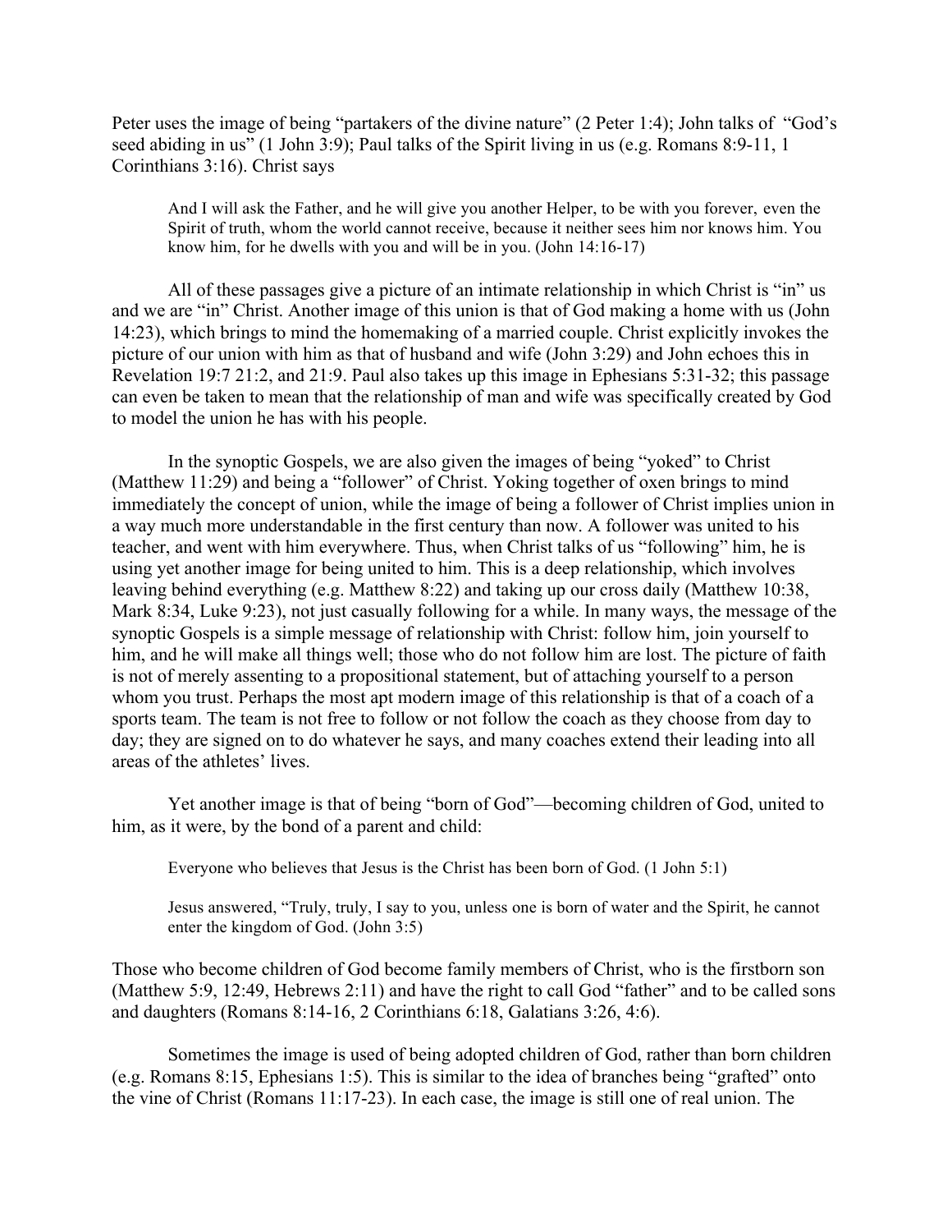Peter uses the image of being "partakers of the divine nature" (2 Peter 1:4); John talks of "God's seed abiding in us" (1 John 3:9); Paul talks of the Spirit living in us (e.g. Romans 8:9-11, 1 Corinthians 3:16). Christ says

> And I will ask the Father, and he will give you another Helper, to be with you forever, even the Spirit of truth, whom the world cannot receive, because it neither sees him nor knows him. You know him, for he dwells with you and will be in you. (John 14:16-17)

All of these passages give a picture of an intimate relationship in which Christ is "in" us and we are "in" Christ. Another image of this union is that of God making a home with us (John 14:23), which brings to mind the homemaking of a married couple. Christ explicitly invokes the picture of our union with him as that of husband and wife (John 3:29) and John echoes this in Revelation 19:7 21:2, and 21:9. Paul also takes up this image in Ephesians 5:31-32; this passage can even be taken to mean that the relationship of man and wife was specifically created by God to model the union he has with his people.

In the synoptic Gospels, we are also given the images of being "yoked" to Christ (Matthew 11:29) and being a "follower" of Christ. Yoking together of oxen brings to mind immediately the concept of union, while the image of being a follower of Christ implies union in a way much more understandable in the first century than now. A follower was united to his teacher, and went with him everywhere. Thus, when Christ talks of us "following" him, he is using yet another image for being united to him. This is a deep relationship, which involves leaving behind everything (e.g. Matthew 8:22) and taking up our cross daily (Matthew 10:38, Mark 8:34, Luke 9:23), not just casually following for a while. In many ways, the message of the synoptic Gospels is a simple message of relationship with Christ: follow him, join yourself to him, and he will make all things well; those who do not follow him are lost. The picture of faith is not of merely assenting to a propositional statement, but of attaching yourself to a person whom you trust. Perhaps the most apt modern image of this relationship is that of a coach of a sports team. The team is not free to follow or not follow the coach as they choose from day to day; they are signed on to do whatever he says, and many coaches extend their leading into all areas of the athletes' lives.

Yet another image is that of being "born of God"—becoming children of God, united to him, as it were, by the bond of a parent and child:

> Everyone who believes that Jesus is the Christ has been born of God. (1 John 5:1)
>
> Jesus answered, "Truly, truly, I say to you, unless one is born of water and the Spirit, he cannot enter the kingdom of God. (John 3:5)

Those who become children of God become family members of Christ, who is the firstborn son (Matthew 5:9, 12:49, Hebrews 2:11) and have the right to call God "father" and to be called sons and daughters (Romans 8:14-16, 2 Corinthians 6:18, Galatians 3:26, 4:6).

Sometimes the image is used of being adopted children of God, rather than born children (e.g. Romans 8:15, Ephesians 1:5). This is similar to the idea of branches being "grafted" onto the vine of Christ (Romans 11:17-23). In each case, the image is still one of real union. The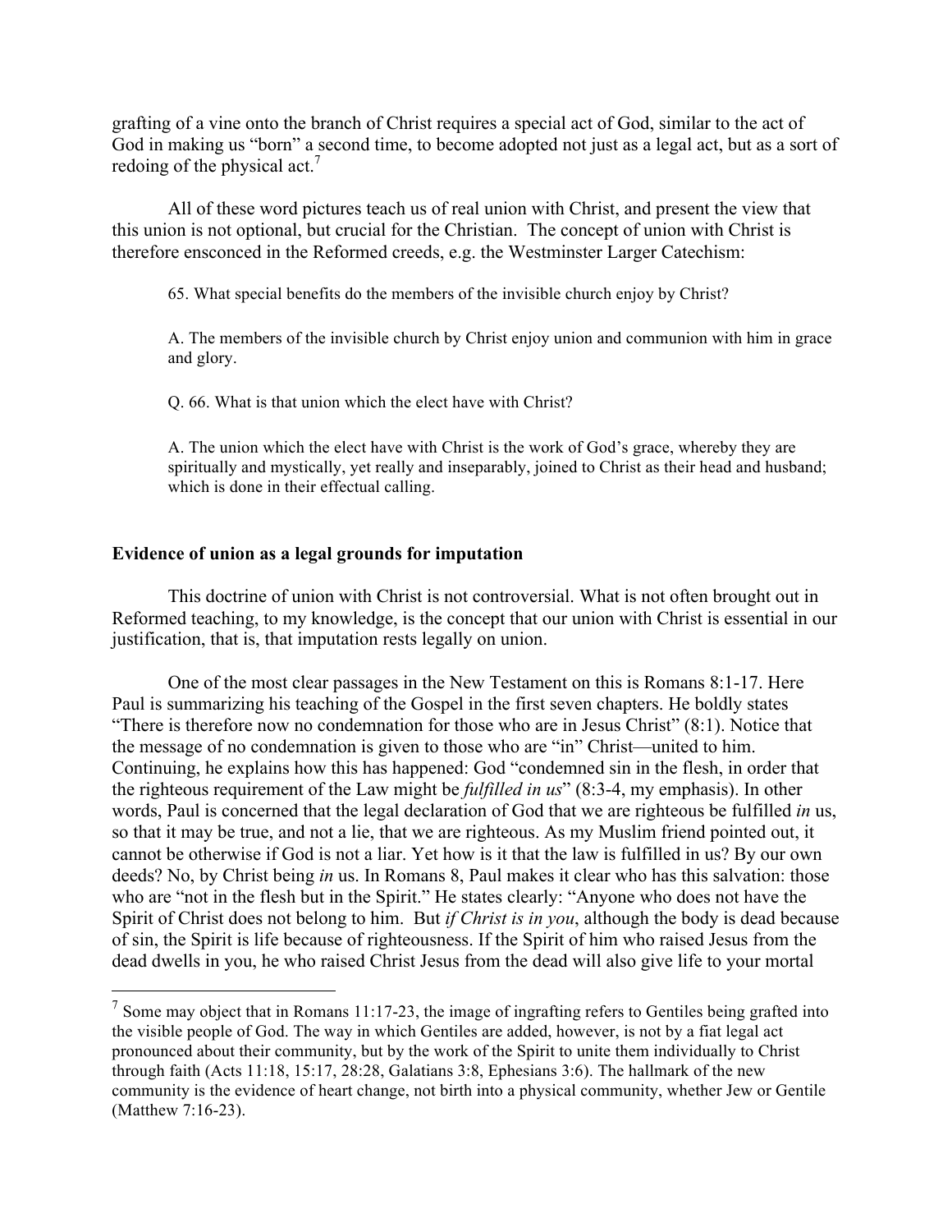grafting of a vine onto the branch of Christ requires a special act of God, similar to the act of God in making us "born" a second time, to become adopted not just as a legal act, but as a sort of redoing of the physical act.[7]

All of these word pictures teach us of real union with Christ, and present the view that this union is not optional, but crucial for the Christian. The concept of union with Christ is therefore ensconced in the Reformed creeds, e.g. the Westminster Larger Catechism:

> 65. What special benefits do the members of the invisible church enjoy by Christ?
>
> A. The members of the invisible church by Christ enjoy union and communion with him in grace and glory.
>
> Q. 66. What is that union which the elect have with Christ?
>
> A. The union which the elect have with Christ is the work of God's grace, whereby they are spiritually and mystically, yet really and inseparably, joined to Christ as their head and husband; which is done in their effectual calling.

**Evidence of union as a legal grounds for imputation**

This doctrine of union with Christ is not controversial. What is not often brought out in Reformed teaching, to my knowledge, is the concept that our union with Christ is essential in our justification, that is, that imputation rests legally on union.

One of the most clear passages in the New Testament on this is Romans 8:1-17. Here Paul is summarizing his teaching of the Gospel in the first seven chapters. He boldly states "There is therefore now no condemnation for those who are in Jesus Christ" (8:1). Notice that the message of no condemnation is given to those who are "in" Christ—united to him. Continuing, he explains how this has happened: God "condemned sin in the flesh, in order that the righteous requirement of the Law might be *fulfilled in us*" (8:3-4, my emphasis). In other words, Paul is concerned that the legal declaration of God that we are righteous be fulfilled *in* us, so that it may be true, and not a lie, that we are righteous. As my Muslim friend pointed out, it cannot be otherwise if God is not a liar. Yet how is it that the law is fulfilled in us? By our own deeds? No, by Christ being *in* us. In Romans 8, Paul makes it clear who has this salvation: those who are "not in the flesh but in the Spirit." He states clearly: "Anyone who does not have the Spirit of Christ does not belong to him. But *if Christ is in you*, although the body is dead because of sin, the Spirit is life because of righteousness. If the Spirit of him who raised Jesus from the dead dwells in you, he who raised Christ Jesus from the dead will also give life to your mortal

---

[7] Some may object that in Romans 11:17-23, the image of ingrafting refers to Gentiles being grafted into the visible people of God. The way in which Gentiles are added, however, is not by a fiat legal act pronounced about their community, but by the work of the Spirit to unite them individually to Christ through faith (Acts 11:18, 15:17, 28:28, Galatians 3:8, Ephesians 3:6). The hallmark of the new community is the evidence of heart change, not birth into a physical community, whether Jew or Gentile (Matthew 7:16-23).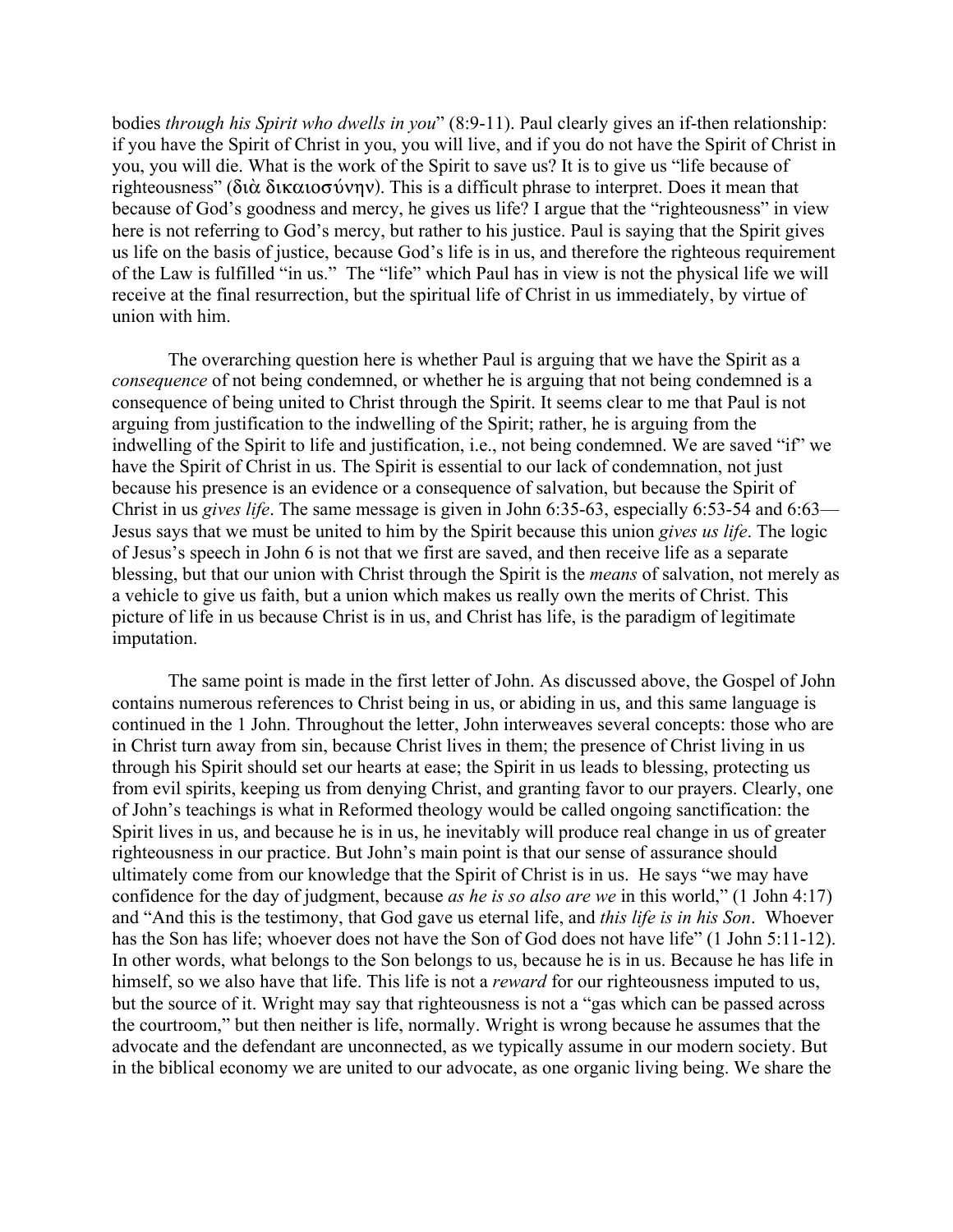bodies *through his Spirit who dwells in you*" (8:9-11). Paul clearly gives an if-then relationship: if you have the Spirit of Christ in you, you will live, and if you do not have the Spirit of Christ in you, you will die. What is the work of the Spirit to save us? It is to give us "life because of righteousness" (διὰ δικαιοσύνην). This is a difficult phrase to interpret. Does it mean that because of God's goodness and mercy, he gives us life? I argue that the "righteousness" in view here is not referring to God's mercy, but rather to his justice. Paul is saying that the Spirit gives us life on the basis of justice, because God's life is in us, and therefore the righteous requirement of the Law is fulfilled "in us." The "life" which Paul has in view is not the physical life we will receive at the final resurrection, but the spiritual life of Christ in us immediately, by virtue of union with him.

The overarching question here is whether Paul is arguing that we have the Spirit as a *consequence* of not being condemned, or whether he is arguing that not being condemned is a consequence of being united to Christ through the Spirit. It seems clear to me that Paul is not arguing from justification to the indwelling of the Spirit; rather, he is arguing from the indwelling of the Spirit to life and justification, i.e., not being condemned. We are saved "if" we have the Spirit of Christ in us. The Spirit is essential to our lack of condemnation, not just because his presence is an evidence or a consequence of salvation, but because the Spirit of Christ in us *gives life*. The same message is given in John 6:35-63, especially 6:53-54 and 6:63—Jesus says that we must be united to him by the Spirit because this union *gives us life*. The logic of Jesus's speech in John 6 is not that we first are saved, and then receive life as a separate blessing, but that our union with Christ through the Spirit is the *means* of salvation, not merely as a vehicle to give us faith, but a union which makes us really own the merits of Christ. This picture of life in us because Christ is in us, and Christ has life, is the paradigm of legitimate imputation.

The same point is made in the first letter of John. As discussed above, the Gospel of John contains numerous references to Christ being in us, or abiding in us, and this same language is continued in the 1 John. Throughout the letter, John interweaves several concepts: those who are in Christ turn away from sin, because Christ lives in them; the presence of Christ living in us through his Spirit should set our hearts at ease; the Spirit in us leads to blessing, protecting us from evil spirits, keeping us from denying Christ, and granting favor to our prayers. Clearly, one of John's teachings is what in Reformed theology would be called ongoing sanctification: the Spirit lives in us, and because he is in us, he inevitably will produce real change in us of greater righteousness in our practice. But John's main point is that our sense of assurance should ultimately come from our knowledge that the Spirit of Christ is in us. He says "we may have confidence for the day of judgment, because *as he is so also are we* in this world," (1 John 4:17) and "And this is the testimony, that God gave us eternal life, and *this life is in his Son*. Whoever has the Son has life; whoever does not have the Son of God does not have life" (1 John 5:11-12). In other words, what belongs to the Son belongs to us, because he is in us. Because he has life in himself, so we also have that life. This life is not a *reward* for our righteousness imputed to us, but the source of it. Wright may say that righteousness is not a "gas which can be passed across the courtroom," but then neither is life, normally. Wright is wrong because he assumes that the advocate and the defendant are unconnected, as we typically assume in our modern society. But in the biblical economy we are united to our advocate, as one organic living being. We share the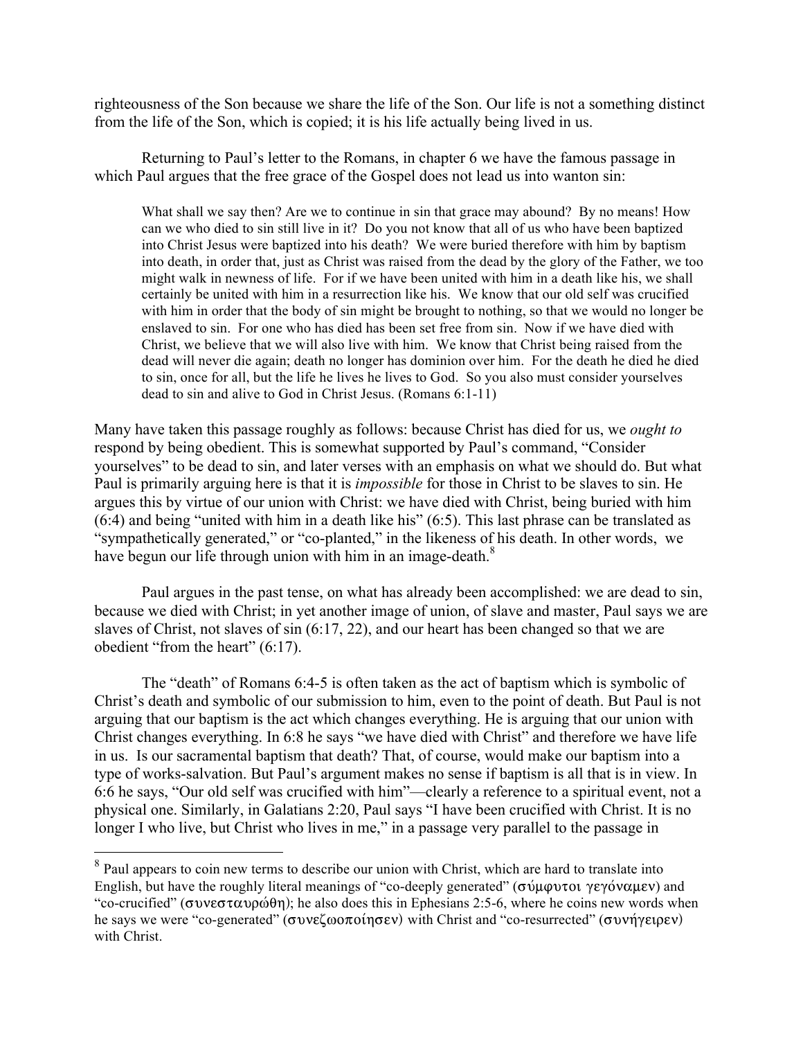righteousness of the Son because we share the life of the Son. Our life is not a something distinct from the life of the Son, which is copied; it is his life actually being lived in us.

Returning to Paul's letter to the Romans, in chapter 6 we have the famous passage in which Paul argues that the free grace of the Gospel does not lead us into wanton sin:

> What shall we say then? Are we to continue in sin that grace may abound? By no means! How can we who died to sin still live in it? Do you not know that all of us who have been baptized into Christ Jesus were baptized into his death? We were buried therefore with him by baptism into death, in order that, just as Christ was raised from the dead by the glory of the Father, we too might walk in newness of life. For if we have been united with him in a death like his, we shall certainly be united with him in a resurrection like his. We know that our old self was crucified with him in order that the body of sin might be brought to nothing, so that we would no longer be enslaved to sin. For one who has died has been set free from sin. Now if we have died with Christ, we believe that we will also live with him. We know that Christ being raised from the dead will never die again; death no longer has dominion over him. For the death he died he died to sin, once for all, but the life he lives he lives to God. So you also must consider yourselves dead to sin and alive to God in Christ Jesus. (Romans 6:1-11)

Many have taken this passage roughly as follows: because Christ has died for us, we *ought to* respond by being obedient. This is somewhat supported by Paul's command, "Consider yourselves" to be dead to sin, and later verses with an emphasis on what we should do. But what Paul is primarily arguing here is that it is *impossible* for those in Christ to be slaves to sin. He argues this by virtue of our union with Christ: we have died with Christ, being buried with him (6:4) and being "united with him in a death like his" (6:5). This last phrase can be translated as "sympathetically generated," or "co-planted," in the likeness of his death. In other words, we have begun our life through union with him in an image-death.[8]

Paul argues in the past tense, on what has already been accomplished: we are dead to sin, because we died with Christ; in yet another image of union, of slave and master, Paul says we are slaves of Christ, not slaves of sin (6:17, 22), and our heart has been changed so that we are obedient "from the heart" (6:17).

The "death" of Romans 6:4-5 is often taken as the act of baptism which is symbolic of Christ's death and symbolic of our submission to him, even to the point of death. But Paul is not arguing that our baptism is the act which changes everything. He is arguing that our union with Christ changes everything. In 6:8 he says "we have died with Christ" and therefore we have life in us. Is our sacramental baptism that death? That, of course, would make our baptism into a type of works-salvation. But Paul's argument makes no sense if baptism is all that is in view. In 6:6 he says, "Our old self was crucified with him"—clearly a reference to a spiritual event, not a physical one. Similarly, in Galatians 2:20, Paul says "I have been crucified with Christ. It is no longer I who live, but Christ who lives in me," in a passage very parallel to the passage in

---

[8] Paul appears to coin new terms to describe our union with Christ, which are hard to translate into English, but have the roughly literal meanings of "co-deeply generated" (σύμφυτοι γεγόναμεν) and "co-crucified" (συνεσταυρώθη); he also does this in Ephesians 2:5-6, where he coins new words when he says we were "co-generated" (συνεζωοποίησεν) with Christ and "co-resurrected" (συνήγειρεν) with Christ.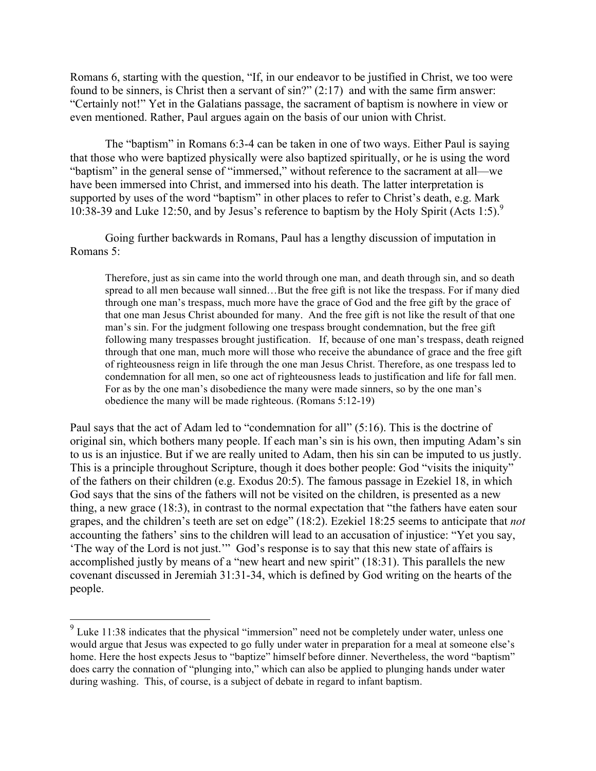Romans 6, starting with the question, "If, in our endeavor to be justified in Christ, we too were found to be sinners, is Christ then a servant of sin?" (2:17) and with the same firm answer: "Certainly not!" Yet in the Galatians passage, the sacrament of baptism is nowhere in view or even mentioned. Rather, Paul argues again on the basis of our union with Christ.

The "baptism" in Romans 6:3-4 can be taken in one of two ways. Either Paul is saying that those who were baptized physically were also baptized spiritually, or he is using the word "baptism" in the general sense of "immersed," without reference to the sacrament at all—we have been immersed into Christ, and immersed into his death. The latter interpretation is supported by uses of the word "baptism" in other places to refer to Christ's death, e.g. Mark 10:38-39 and Luke 12:50, and by Jesus's reference to baptism by the Holy Spirit (Acts 1:5).[9]

Going further backwards in Romans, Paul has a lengthy discussion of imputation in Romans 5:

> Therefore, just as sin came into the world through one man, and death through sin, and so death spread to all men because wall sinned…But the free gift is not like the trespass. For if many died through one man's trespass, much more have the grace of God and the free gift by the grace of that one man Jesus Christ abounded for many. And the free gift is not like the result of that one man's sin. For the judgment following one trespass brought condemnation, but the free gift following many trespasses brought justification. If, because of one man's trespass, death reigned through that one man, much more will those who receive the abundance of grace and the free gift of righteousness reign in life through the one man Jesus Christ. Therefore, as one trespass led to condemnation for all men, so one act of righteousness leads to justification and life for fall men. For as by the one man's disobedience the many were made sinners, so by the one man's obedience the many will be made righteous. (Romans 5:12-19)

Paul says that the act of Adam led to "condemnation for all" (5:16). This is the doctrine of original sin, which bothers many people. If each man's sin is his own, then imputing Adam's sin to us is an injustice. But if we are really united to Adam, then his sin can be imputed to us justly. This is a principle throughout Scripture, though it does bother people: God "visits the iniquity" of the fathers on their children (e.g. Exodus 20:5). The famous passage in Ezekiel 18, in which God says that the sins of the fathers will not be visited on the children, is presented as a new thing, a new grace (18:3), in contrast to the normal expectation that "the fathers have eaten sour grapes, and the children's teeth are set on edge" (18:2). Ezekiel 18:25 seems to anticipate that *not* accounting the fathers' sins to the children will lead to an accusation of injustice: "Yet you say, 'The way of the Lord is not just.'" God's response is to say that this new state of affairs is accomplished justly by means of a "new heart and new spirit" (18:31). This parallels the new covenant discussed in Jeremiah 31:31-34, which is defined by God writing on the hearts of the people.

---

[9] Luke 11:38 indicates that the physical "immersion" need not be completely under water, unless one would argue that Jesus was expected to go fully under water in preparation for a meal at someone else's home. Here the host expects Jesus to "baptize" himself before dinner. Nevertheless, the word "baptism" does carry the connation of "plunging into," which can also be applied to plunging hands under water during washing. This, of course, is a subject of debate in regard to infant baptism.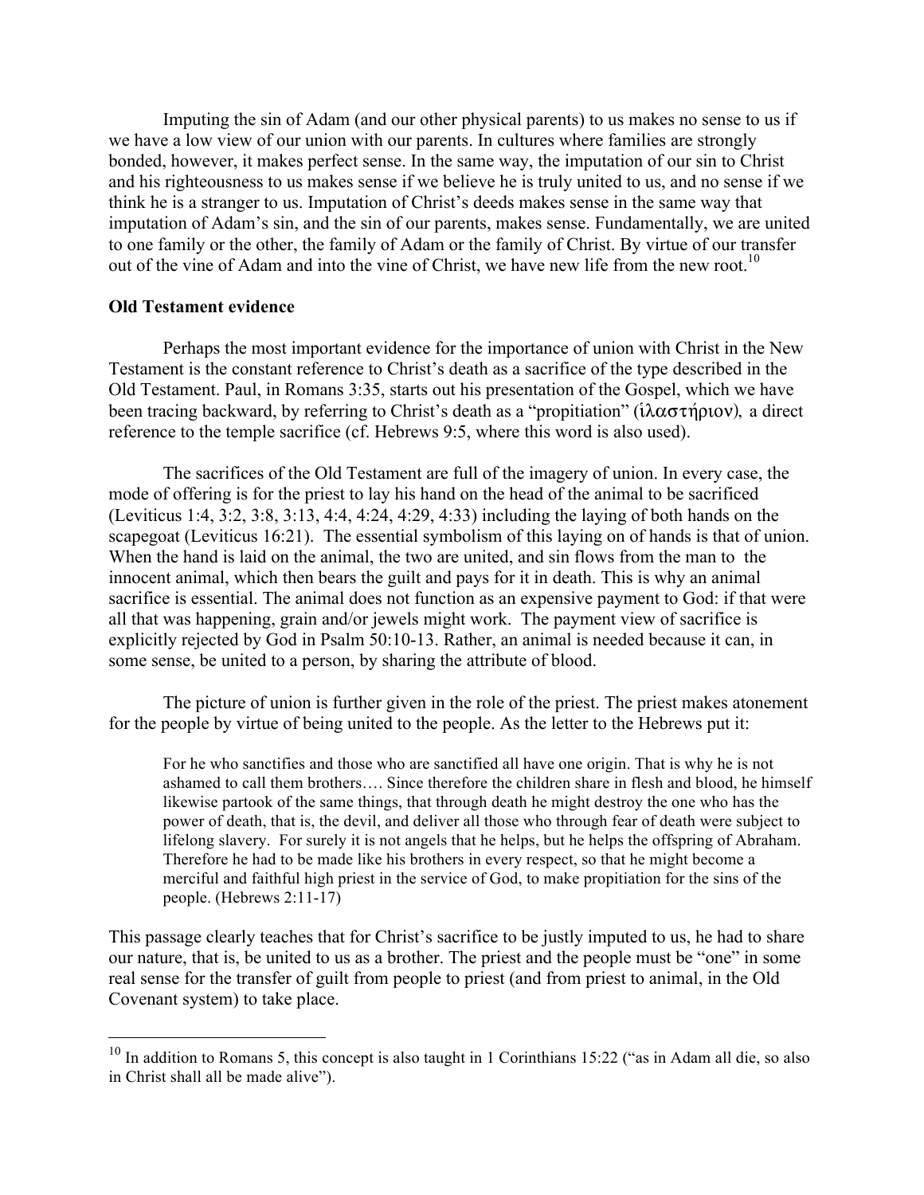Imputing the sin of Adam (and our other physical parents) to us makes no sense to us if we have a low view of our union with our parents. In cultures where families are strongly bonded, however, it makes perfect sense. In the same way, the imputation of our sin to Christ and his righteousness to us makes sense if we believe he is truly united to us, and no sense if we think he is a stranger to us. Imputation of Christ's deeds makes sense in the same way that imputation of Adam's sin, and the sin of our parents, makes sense. Fundamentally, we are united to one family or the other, the family of Adam or the family of Christ. By virtue of our transfer out of the vine of Adam and into the vine of Christ, we have new life from the new root.[10]

**Old Testament evidence**

Perhaps the most important evidence for the importance of union with Christ in the New Testament is the constant reference to Christ's death as a sacrifice of the type described in the Old Testament. Paul, in Romans 3:35, starts out his presentation of the Gospel, which we have been tracing backward, by referring to Christ's death as a "propitiation" (ἱλαστήριον), a direct reference to the temple sacrifice (cf. Hebrews 9:5, where this word is also used).

The sacrifices of the Old Testament are full of the imagery of union. In every case, the mode of offering is for the priest to lay his hand on the head of the animal to be sacrificed (Leviticus 1:4, 3:2, 3:8, 3:13, 4:4, 4:24, 4:29, 4:33) including the laying of both hands on the scapegoat (Leviticus 16:21). The essential symbolism of this laying on of hands is that of union. When the hand is laid on the animal, the two are united, and sin flows from the man to the innocent animal, which then bears the guilt and pays for it in death. This is why an animal sacrifice is essential. The animal does not function as an expensive payment to God: if that were all that was happening, grain and/or jewels might work. The payment view of sacrifice is explicitly rejected by God in Psalm 50:10-13. Rather, an animal is needed because it can, in some sense, be united to a person, by sharing the attribute of blood.

The picture of union is further given in the role of the priest. The priest makes atonement for the people by virtue of being united to the people. As the letter to the Hebrews put it:

> For he who sanctifies and those who are sanctified all have one origin. That is why he is not ashamed to call them brothers…. Since therefore the children share in flesh and blood, he himself likewise partook of the same things, that through death he might destroy the one who has the power of death, that is, the devil, and deliver all those who through fear of death were subject to lifelong slavery. For surely it is not angels that he helps, but he helps the offspring of Abraham. Therefore he had to be made like his brothers in every respect, so that he might become a merciful and faithful high priest in the service of God, to make propitiation for the sins of the people. (Hebrews 2:11-17)

This passage clearly teaches that for Christ's sacrifice to be justly imputed to us, he had to share our nature, that is, be united to us as a brother. The priest and the people must be "one" in some real sense for the transfer of guilt from people to priest (and from priest to animal, in the Old Covenant system) to take place.

---

[10] In addition to Romans 5, this concept is also taught in 1 Corinthians 15:22 ("as in Adam all die, so also in Christ shall all be made alive").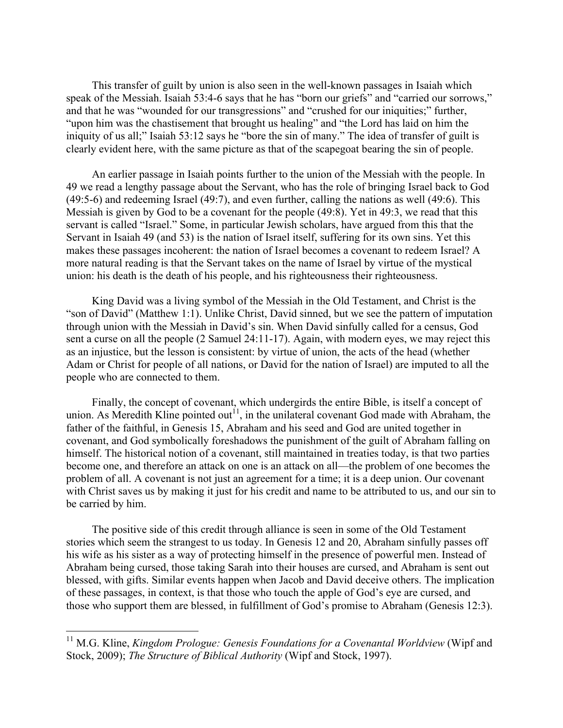This transfer of guilt by union is also seen in the well-known passages in Isaiah which speak of the Messiah. Isaiah 53:4-6 says that he has "born our griefs" and "carried our sorrows," and that he was "wounded for our transgressions" and "crushed for our iniquities;" further, "upon him was the chastisement that brought us healing" and "the Lord has laid on him the iniquity of us all;" Isaiah 53:12 says he "bore the sin of many." The idea of transfer of guilt is clearly evident here, with the same picture as that of the scapegoat bearing the sin of people.

An earlier passage in Isaiah points further to the union of the Messiah with the people. In 49 we read a lengthy passage about the Servant, who has the role of bringing Israel back to God (49:5-6) and redeeming Israel (49:7), and even further, calling the nations as well (49:6). This Messiah is given by God to be a covenant for the people (49:8). Yet in 49:3, we read that this servant is called "Israel." Some, in particular Jewish scholars, have argued from this that the Servant in Isaiah 49 (and 53) is the nation of Israel itself, suffering for its own sins. Yet this makes these passages incoherent: the nation of Israel becomes a covenant to redeem Israel? A more natural reading is that the Servant takes on the name of Israel by virtue of the mystical union: his death is the death of his people, and his righteousness their righteousness.

King David was a living symbol of the Messiah in the Old Testament, and Christ is the "son of David" (Matthew 1:1). Unlike Christ, David sinned, but we see the pattern of imputation through union with the Messiah in David's sin. When David sinfully called for a census, God sent a curse on all the people (2 Samuel 24:11-17). Again, with modern eyes, we may reject this as an injustice, but the lesson is consistent: by virtue of union, the acts of the head (whether Adam or Christ for people of all nations, or David for the nation of Israel) are imputed to all the people who are connected to them.

Finally, the concept of covenant, which undergirds the entire Bible, is itself a concept of union. As Meredith Kline pointed out[11], in the unilateral covenant God made with Abraham, the father of the faithful, in Genesis 15, Abraham and his seed and God are united together in covenant, and God symbolically foreshadows the punishment of the guilt of Abraham falling on himself. The historical notion of a covenant, still maintained in treaties today, is that two parties become one, and therefore an attack on one is an attack on all—the problem of one becomes the problem of all. A covenant is not just an agreement for a time; it is a deep union. Our covenant with Christ saves us by making it just for his credit and name to be attributed to us, and our sin to be carried by him.

The positive side of this credit through alliance is seen in some of the Old Testament stories which seem the strangest to us today. In Genesis 12 and 20, Abraham sinfully passes off his wife as his sister as a way of protecting himself in the presence of powerful men. Instead of Abraham being cursed, those taking Sarah into their houses are cursed, and Abraham is sent out blessed, with gifts. Similar events happen when Jacob and David deceive others. The implication of these passages, in context, is that those who touch the apple of God's eye are cursed, and those who support them are blessed, in fulfillment of God's promise to Abraham (Genesis 12:3).

---

[11] M.G. Kline, *Kingdom Prologue: Genesis Foundations for a Covenantal Worldview* (Wipf and Stock, 2009); *The Structure of Biblical Authority* (Wipf and Stock, 1997).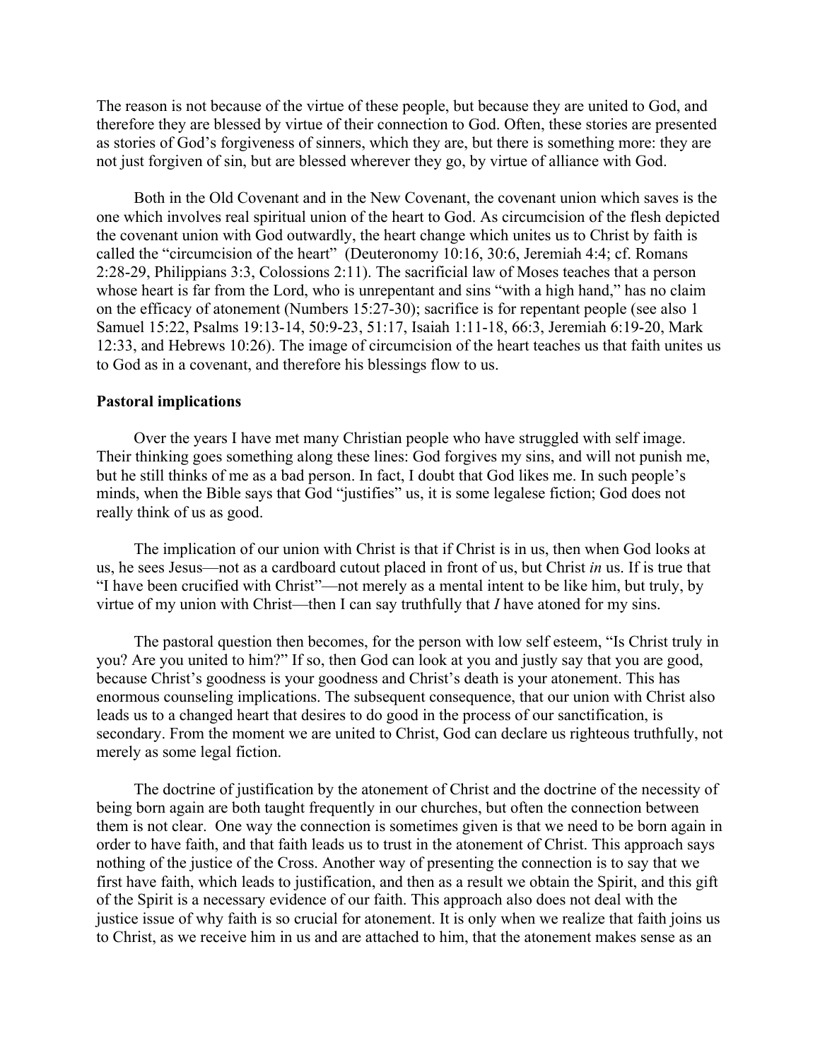The reason is not because of the virtue of these people, but because they are united to God, and therefore they are blessed by virtue of their connection to God. Often, these stories are presented as stories of God's forgiveness of sinners, which they are, but there is something more: they are not just forgiven of sin, but are blessed wherever they go, by virtue of alliance with God.

Both in the Old Covenant and in the New Covenant, the covenant union which saves is the one which involves real spiritual union of the heart to God. As circumcision of the flesh depicted the covenant union with God outwardly, the heart change which unites us to Christ by faith is called the "circumcision of the heart" (Deuteronomy 10:16, 30:6, Jeremiah 4:4; cf. Romans 2:28-29, Philippians 3:3, Colossions 2:11). The sacrificial law of Moses teaches that a person whose heart is far from the Lord, who is unrepentant and sins "with a high hand," has no claim on the efficacy of atonement (Numbers 15:27-30); sacrifice is for repentant people (see also 1 Samuel 15:22, Psalms 19:13-14, 50:9-23, 51:17, Isaiah 1:11-18, 66:3, Jeremiah 6:19-20, Mark 12:33, and Hebrews 10:26). The image of circumcision of the heart teaches us that faith unites us to God as in a covenant, and therefore his blessings flow to us.

**Pastoral implications**

Over the years I have met many Christian people who have struggled with self image. Their thinking goes something along these lines: God forgives my sins, and will not punish me, but he still thinks of me as a bad person. In fact, I doubt that God likes me. In such people's minds, when the Bible says that God "justifies" us, it is some legalese fiction; God does not really think of us as good.

The implication of our union with Christ is that if Christ is in us, then when God looks at us, he sees Jesus—not as a cardboard cutout placed in front of us, but Christ *in* us. If is true that "I have been crucified with Christ"—not merely as a mental intent to be like him, but truly, by virtue of my union with Christ—then I can say truthfully that *I* have atoned for my sins.

The pastoral question then becomes, for the person with low self esteem, "Is Christ truly in you? Are you united to him?" If so, then God can look at you and justly say that you are good, because Christ's goodness is your goodness and Christ's death is your atonement. This has enormous counseling implications. The subsequent consequence, that our union with Christ also leads us to a changed heart that desires to do good in the process of our sanctification, is secondary. From the moment we are united to Christ, God can declare us righteous truthfully, not merely as some legal fiction.

The doctrine of justification by the atonement of Christ and the doctrine of the necessity of being born again are both taught frequently in our churches, but often the connection between them is not clear. One way the connection is sometimes given is that we need to be born again in order to have faith, and that faith leads us to trust in the atonement of Christ. This approach says nothing of the justice of the Cross. Another way of presenting the connection is to say that we first have faith, which leads to justification, and then as a result we obtain the Spirit, and this gift of the Spirit is a necessary evidence of our faith. This approach also does not deal with the justice issue of why faith is so crucial for atonement. It is only when we realize that faith joins us to Christ, as we receive him in us and are attached to him, that the atonement makes sense as an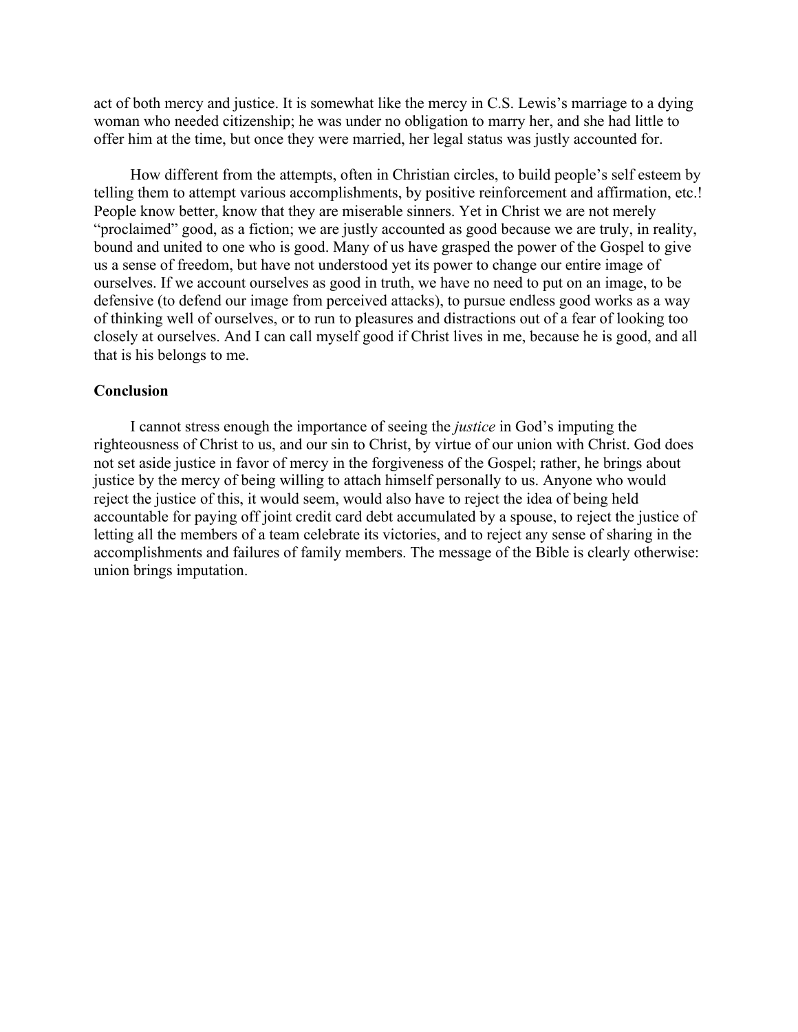act of both mercy and justice. It is somewhat like the mercy in C.S. Lewis's marriage to a dying woman who needed citizenship; he was under no obligation to marry her, and she had little to offer him at the time, but once they were married, her legal status was justly accounted for.

How different from the attempts, often in Christian circles, to build people's self esteem by telling them to attempt various accomplishments, by positive reinforcement and affirmation, etc.! People know better, know that they are miserable sinners. Yet in Christ we are not merely "proclaimed" good, as a fiction; we are justly accounted as good because we are truly, in reality, bound and united to one who is good. Many of us have grasped the power of the Gospel to give us a sense of freedom, but have not understood yet its power to change our entire image of ourselves. If we account ourselves as good in truth, we have no need to put on an image, to be defensive (to defend our image from perceived attacks), to pursue endless good works as a way of thinking well of ourselves, or to run to pleasures and distractions out of a fear of looking too closely at ourselves. And I can call myself good if Christ lives in me, because he is good, and all that is his belongs to me.

**Conclusion**

I cannot stress enough the importance of seeing the *justice* in God's imputing the righteousness of Christ to us, and our sin to Christ, by virtue of our union with Christ. God does not set aside justice in favor of mercy in the forgiveness of the Gospel; rather, he brings about justice by the mercy of being willing to attach himself personally to us. Anyone who would reject the justice of this, it would seem, would also have to reject the idea of being held accountable for paying off joint credit card debt accumulated by a spouse, to reject the justice of letting all the members of a team celebrate its victories, and to reject any sense of sharing in the accomplishments and failures of family members. The message of the Bible is clearly otherwise: union brings imputation.